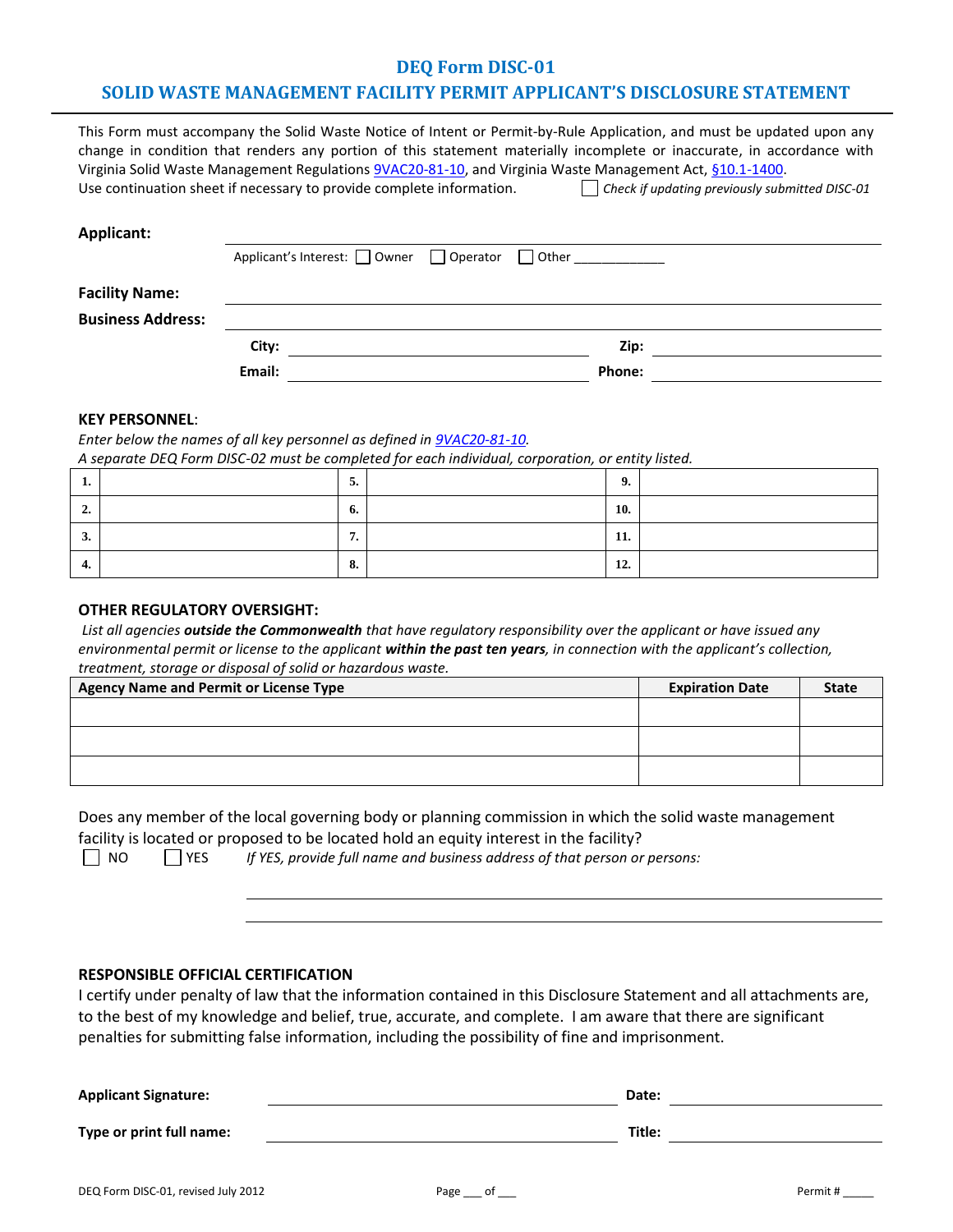# DEQ Form DISC-01

## SOLID WASTE MANAGEMENT FACILITY PERMIT APPLICANT'S DISCLOSURE STATEMENT

This Form must accompany the Solid Waste Notice of Intent or Permit-by-Rule Application, and must be updated upon any change in condition that renders any portion of this statement materially incomplete or inaccurate, in accordance with Virginia Solid Waste Management Regulations 9VAC20-81-10, and Virginia Waste Management Act, §10.1-1400.
Use continuation sheet if necessary to provide complete information. ☐ *Check if updating previously submitted DISC-01*

**Applicant:** ______________________________

Applicant's Interest: ☐ Owner ☐ Operator ☐ Other ____________

**Facility Name:** ______________________________

**Business Address:** ______________________________

**City:** ______________________ **Zip:** ______________

**Email:** ______________________ **Phone:** ______________

**KEY PERSONNEL**:

*Enter below the names of all key personnel as defined in 9VAC20-81-10.*
*A separate DEQ Form DISC-02 must be completed for each individual, corporation, or entity listed.*

| | | | | | |
|---|---|---|---|---|---|
| **1.** | | **5.** | | **9.** | |
| **2.** | | **6.** | | **10.** | |
| **3.** | | **7.** | | **11.** | |
| **4.** | | **8.** | | **12.** | |

**OTHER REGULATORY OVERSIGHT:**

*List all agencies **outside the Commonwealth** that have regulatory responsibility over the applicant or have issued any environmental permit or license to the applicant **within the past ten years**, in connection with the applicant's collection, treatment, storage or disposal of solid or hazardous waste.*

| Agency Name and Permit or License Type | Expiration Date | State |
|---|---|---|
| | | |
| | | |
| | | |

Does any member of the local governing body or planning commission in which the solid waste management facility is located or proposed to be located hold an equity interest in the facility?

☐ NO ☐ YES *If YES, provide full name and business address of that person or persons:*

______________________________

______________________________

**RESPONSIBLE OFFICIAL CERTIFICATION**

I certify under penalty of law that the information contained in this Disclosure Statement and all attachments are, to the best of my knowledge and belief, true, accurate, and complete. I am aware that there are significant penalties for submitting false information, including the possibility of fine and imprisonment.

**Applicant Signature:** ______________________ **Date:** ______________

**Type or print full name:** ______________________ **Title:** ______________

DEQ Form DISC-01, revised July 2012 Page ___ of ___ Permit # _____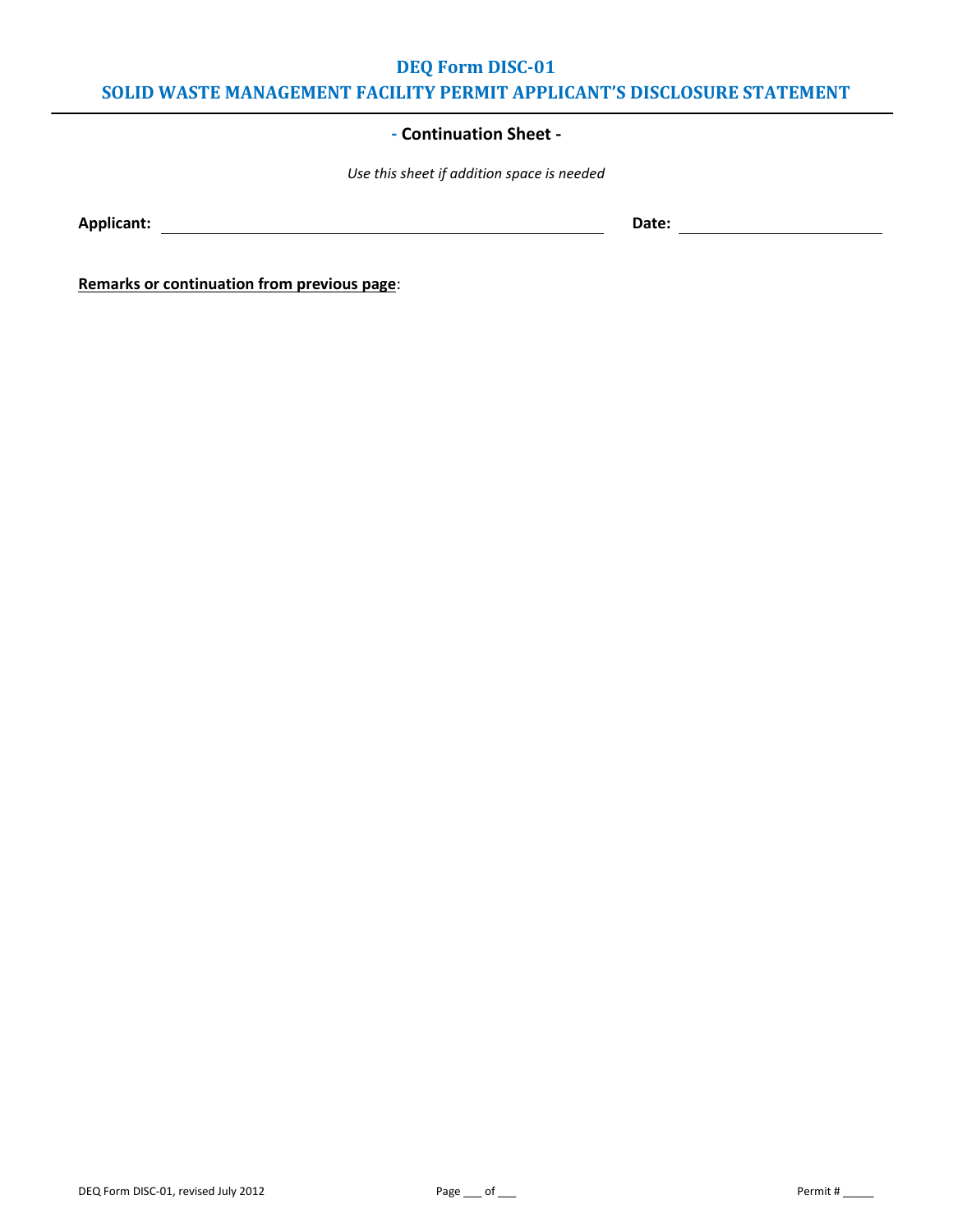## DEQ Form DISC-01

## SOLID WASTE MANAGEMENT FACILITY PERMIT APPLICANT'S DISCLOSURE STATEMENT

**- Continuation Sheet -**

*Use this sheet if addition space is needed*

**Applicant:** ______________________________ **Date:** ______________

**Remarks or continuation from previous page**: